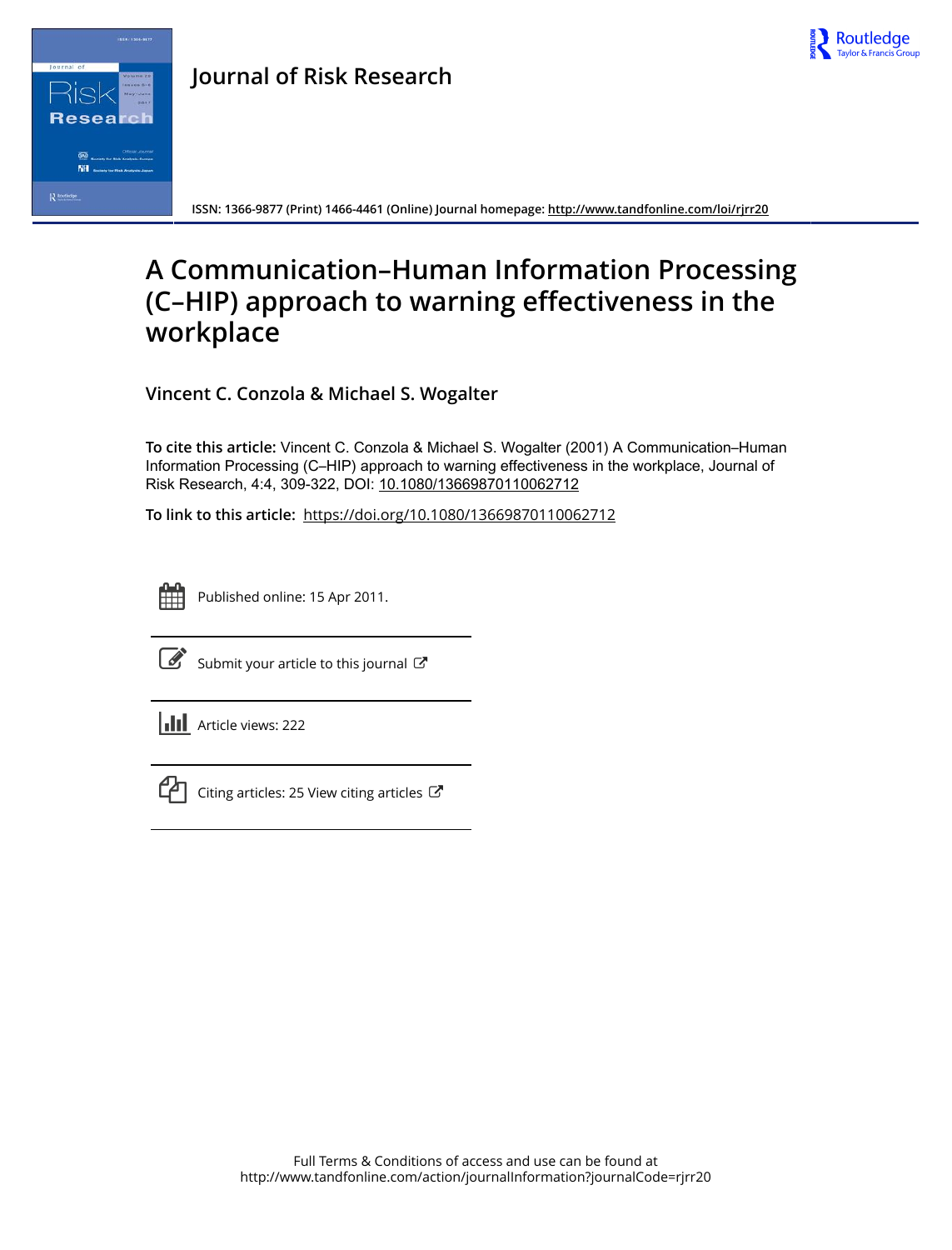**Journal of Risk Research**

ISSN: 1366-9877 (Print) 1466-4461 (Online) Journal homepage: http://www.tandfonline.com/loi/rjrr20

# A Communication–Human Information Processing (C–HIP) approach to warning effectiveness in the workplace

**Vincent C. Conzola & Michael S. Wogalter**

**To cite this article:** Vincent C. Conzola & Michael S. Wogalter (2001) A Communication–Human Information Processing (C–HIP) approach to warning effectiveness in the workplace, Journal of Risk Research, 4:4, 309-322, DOI: 10.1080/13669870110062712

**To link to this article:** https://doi.org/10.1080/13669870110062712

Published online: 15 Apr 2011.

Submit your article to this journal

Article views: 222

Citing articles: 25 View citing articles

Full Terms & Conditions of access and use can be found at
http://www.tandfonline.com/action/journalInformation?journalCode=rjrr20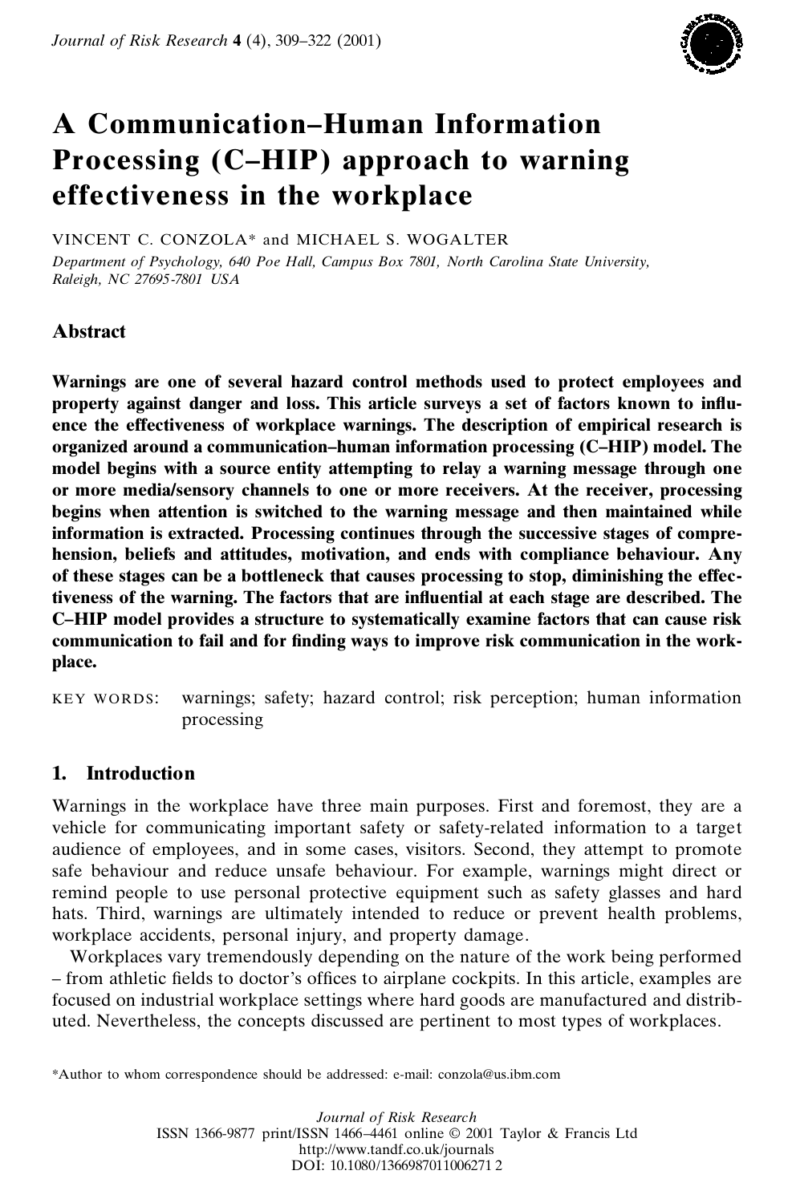# A Communication–Human Information Processing (C–HIP) approach to warning effectiveness in the workplace

VINCENT C. CONZOLA* and MICHAEL S. WOGALTER

*Department of Psychology, 640 Poe Hall, Campus Box 7801, North Carolina State University, Raleigh, NC 27695-7801 USA*

## Abstract

**Warnings are one of several hazard control methods used to protect employees and property against danger and loss. This article surveys a set of factors known to influence the effectiveness of workplace warnings. The description of empirical research is organized around a communication–human information processing (C–HIP) model. The model begins with a source entity attempting to relay a warning message through one or more media/sensory channels to one or more receivers. At the receiver, processing begins when attention is switched to the warning message and then maintained while information is extracted. Processing continues through the successive stages of comprehension, beliefs and attitudes, motivation, and ends with compliance behaviour. Any of these stages can be a bottleneck that causes processing to stop, diminishing the effectiveness of the warning. The factors that are influential at each stage are described. The C–HIP model provides a structure to systematically examine factors that can cause risk communication to fail and for finding ways to improve risk communication in the workplace.**

KEY WORDS: warnings; safety; hazard control; risk perception; human information processing

## 1. Introduction

Warnings in the workplace have three main purposes. First and foremost, they are a vehicle for communicating important safety or safety-related information to a target audience of employees, and in some cases, visitors. Second, they attempt to promote safe behaviour and reduce unsafe behaviour. For example, warnings might direct or remind people to use personal protective equipment such as safety glasses and hard hats. Third, warnings are ultimately intended to reduce or prevent health problems, workplace accidents, personal injury, and property damage.

Workplaces vary tremendously depending on the nature of the work being performed – from athletic fields to doctor's offices to airplane cockpits. In this article, examples are focused on industrial workplace settings where hard goods are manufactured and distributed. Nevertheless, the concepts discussed are pertinent to most types of workplaces.

*Author to whom correspondence should be addressed: e-mail: conzola@us.ibm.com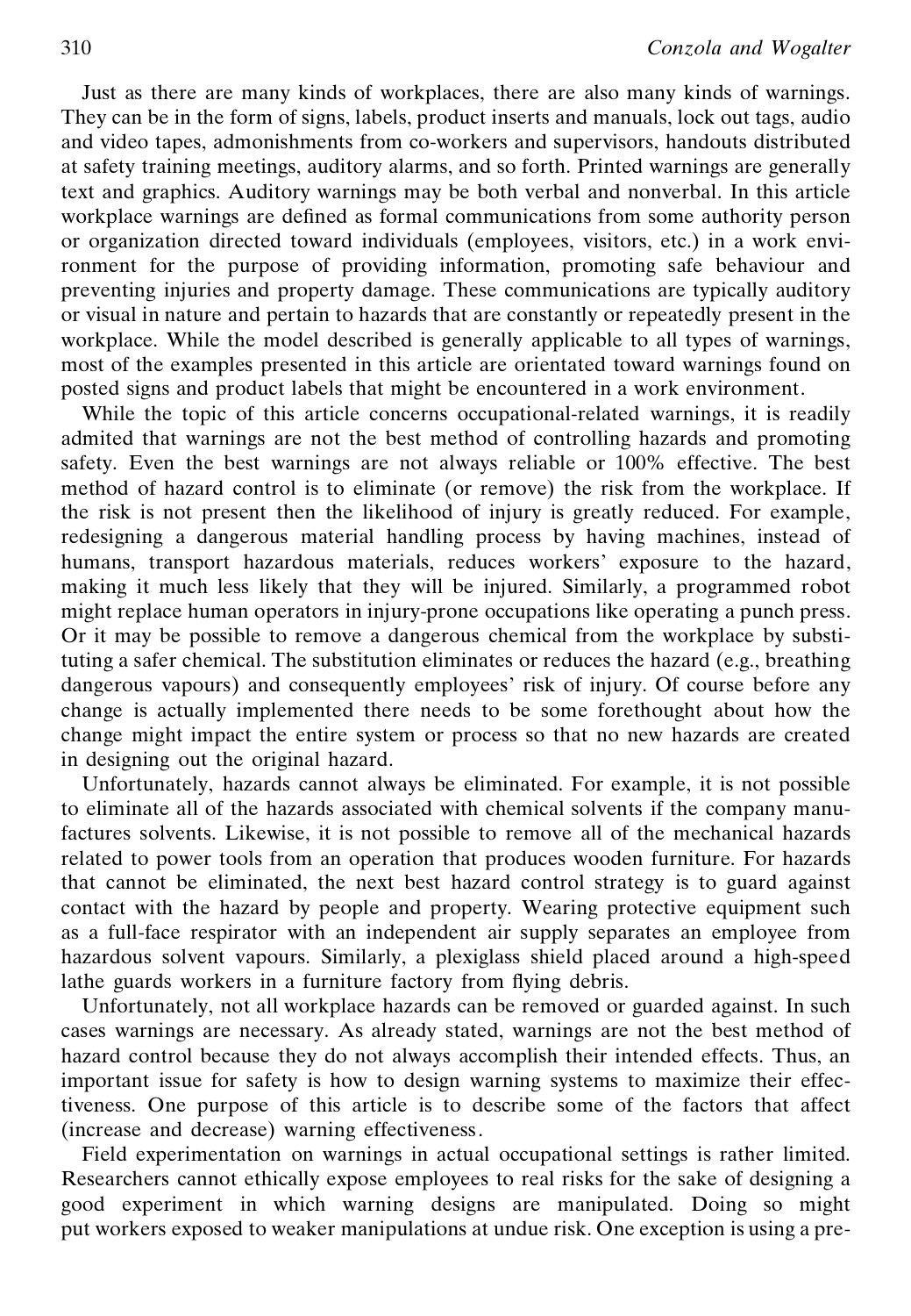Just as there are many kinds of workplaces, there are also many kinds of warnings. They can be in the form of signs, labels, product inserts and manuals, lock out tags, audio and video tapes, admonishments from co-workers and supervisors, handouts distributed at safety training meetings, auditory alarms, and so forth. Printed warnings are generally text and graphics. Auditory warnings may be both verbal and nonverbal. In this article workplace warnings are defined as formal communications from some authority person or organization directed toward individuals (employees, visitors, etc.) in a work environment for the purpose of providing information, promoting safe behaviour and preventing injuries and property damage. These communications are typically auditory or visual in nature and pertain to hazards that are constantly or repeatedly present in the workplace. While the model described is generally applicable to all types of warnings, most of the examples presented in this article are orientated toward warnings found on posted signs and product labels that might be encountered in a work environment.

While the topic of this article concerns occupational-related warnings, it is readily admited that warnings are not the best method of controlling hazards and promoting safety. Even the best warnings are not always reliable or 100% effective. The best method of hazard control is to eliminate (or remove) the risk from the workplace. If the risk is not present then the likelihood of injury is greatly reduced. For example, redesigning a dangerous material handling process by having machines, instead of humans, transport hazardous materials, reduces workers' exposure to the hazard, making it much less likely that they will be injured. Similarly, a programmed robot might replace human operators in injury-prone occupations like operating a punch press. Or it may be possible to remove a dangerous chemical from the workplace by substituting a safer chemical. The substitution eliminates or reduces the hazard (e.g., breathing dangerous vapours) and consequently employees' risk of injury. Of course before any change is actually implemented there needs to be some forethought about how the change might impact the entire system or process so that no new hazards are created in designing out the original hazard.

Unfortunately, hazards cannot always be eliminated. For example, it is not possible to eliminate all of the hazards associated with chemical solvents if the company manufactures solvents. Likewise, it is not possible to remove all of the mechanical hazards related to power tools from an operation that produces wooden furniture. For hazards that cannot be eliminated, the next best hazard control strategy is to guard against contact with the hazard by people and property. Wearing protective equipment such as a full-face respirator with an independent air supply separates an employee from hazardous solvent vapours. Similarly, a plexiglass shield placed around a high-speed lathe guards workers in a furniture factory from flying debris.

Unfortunately, not all workplace hazards can be removed or guarded against. In such cases warnings are necessary. As already stated, warnings are not the best method of hazard control because they do not always accomplish their intended effects. Thus, an important issue for safety is how to design warning systems to maximize their effectiveness. One purpose of this article is to describe some of the factors that affect (increase and decrease) warning effectiveness.

Field experimentation on warnings in actual occupational settings is rather limited. Researchers cannot ethically expose employees to real risks for the sake of designing a good experiment in which warning designs are manipulated. Doing so might put workers exposed to weaker manipulations at undue risk. One exception is using a pre-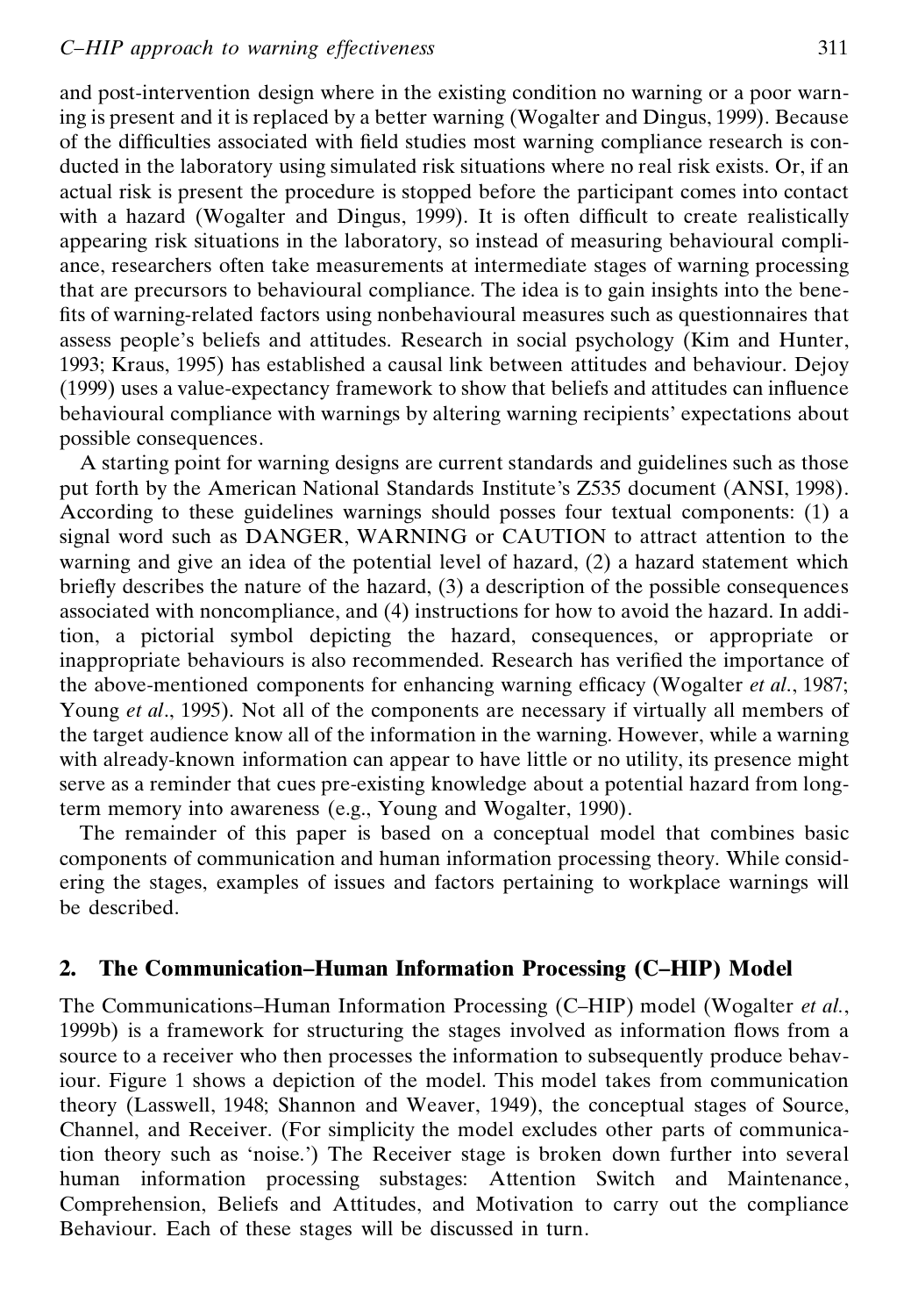and post-intervention design where in the existing condition no warning or a poor warning is present and it is replaced by a better warning (Wogalter and Dingus, 1999). Because of the difficulties associated with field studies most warning compliance research is conducted in the laboratory using simulated risk situations where no real risk exists. Or, if an actual risk is present the procedure is stopped before the participant comes into contact with a hazard (Wogalter and Dingus, 1999). It is often difficult to create realistically appearing risk situations in the laboratory, so instead of measuring behavioural compliance, researchers often take measurements at intermediate stages of warning processing that are precursors to behavioural compliance. The idea is to gain insights into the benefits of warning-related factors using nonbehavioural measures such as questionnaires that assess people's beliefs and attitudes. Research in social psychology (Kim and Hunter, 1993; Kraus, 1995) has established a causal link between attitudes and behaviour. Dejoy (1999) uses a value-expectancy framework to show that beliefs and attitudes can influence behavioural compliance with warnings by altering warning recipients' expectations about possible consequences.

A starting point for warning designs are current standards and guidelines such as those put forth by the American National Standards Institute's Z535 document (ANSI, 1998). According to these guidelines warnings should posses four textual components: (1) a signal word such as DANGER, WARNING or CAUTION to attract attention to the warning and give an idea of the potential level of hazard, (2) a hazard statement which briefly describes the nature of the hazard, (3) a description of the possible consequences associated with noncompliance, and (4) instructions for how to avoid the hazard. In addition, a pictorial symbol depicting the hazard, consequences, or appropriate or inappropriate behaviours is also recommended. Research has verified the importance of the above-mentioned components for enhancing warning efficacy (Wogalter *et al*., 1987; Young *et al*., 1995). Not all of the components are necessary if virtually all members of the target audience know all of the information in the warning. However, while a warning with already-known information can appear to have little or no utility, its presence might serve as a reminder that cues pre-existing knowledge about a potential hazard from long-term memory into awareness (e.g., Young and Wogalter, 1990).

The remainder of this paper is based on a conceptual model that combines basic components of communication and human information processing theory. While considering the stages, examples of issues and factors pertaining to workplace warnings will be described.

## 2. The Communication–Human Information Processing (C–HIP) Model

The Communications–Human Information Processing (C–HIP) model (Wogalter *et al.*, 1999b) is a framework for structuring the stages involved as information flows from a source to a receiver who then processes the information to subsequently produce behaviour. Figure 1 shows a depiction of the model. This model takes from communication theory (Lasswell, 1948; Shannon and Weaver, 1949), the conceptual stages of Source, Channel, and Receiver. (For simplicity the model excludes other parts of communication theory such as 'noise.') The Receiver stage is broken down further into several human information processing substages: Attention Switch and Maintenance, Comprehension, Beliefs and Attitudes, and Motivation to carry out the compliance Behaviour. Each of these stages will be discussed in turn.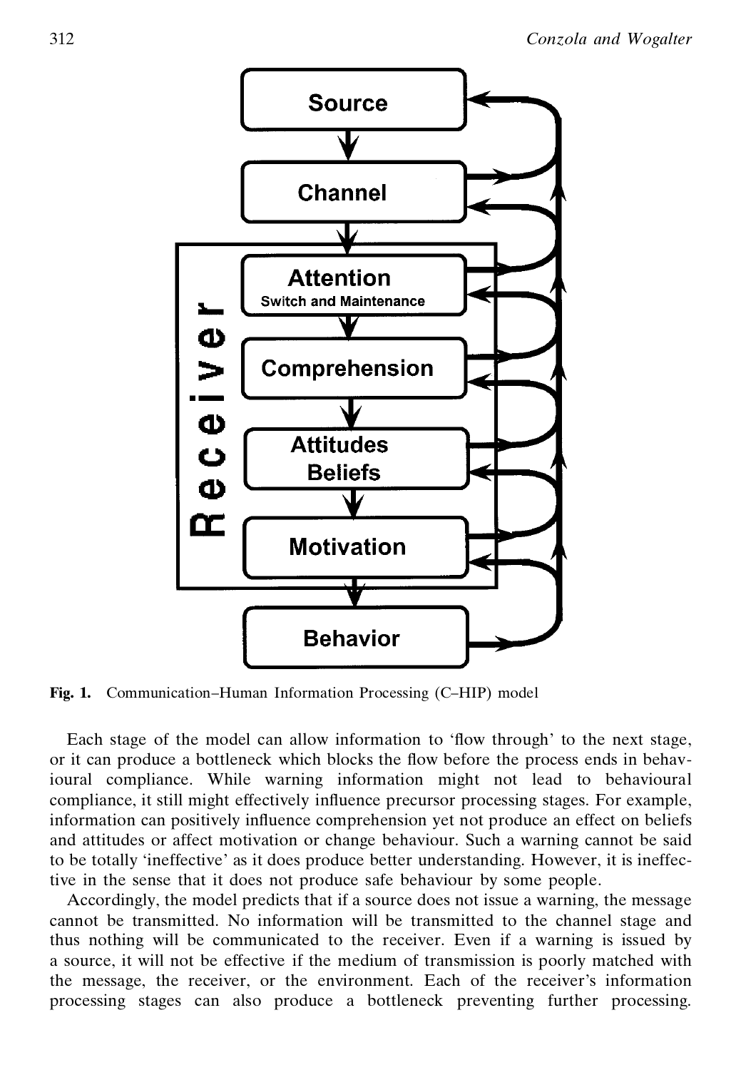**Fig. 1.** Communication–Human Information Processing (C–HIP) model

Each stage of the model can allow information to 'flow through' to the next stage, or it can produce a bottleneck which blocks the flow before the process ends in behavioural compliance. While warning information might not lead to behavioural compliance, it still might effectively influence precursor processing stages. For example, information can positively influence comprehension yet not produce an effect on beliefs and attitudes or affect motivation or change behaviour. Such a warning cannot be said to be totally 'ineffective' as it does produce better understanding. However, it is ineffective in the sense that it does not produce safe behaviour by some people.

Accordingly, the model predicts that if a source does not issue a warning, the message cannot be transmitted. No information will be transmitted to the channel stage and thus nothing will be communicated to the receiver. Even if a warning is issued by a source, it will not be effective if the medium of transmission is poorly matched with the message, the receiver, or the environment. Each of the receiver's information processing stages can also produce a bottleneck preventing further processing.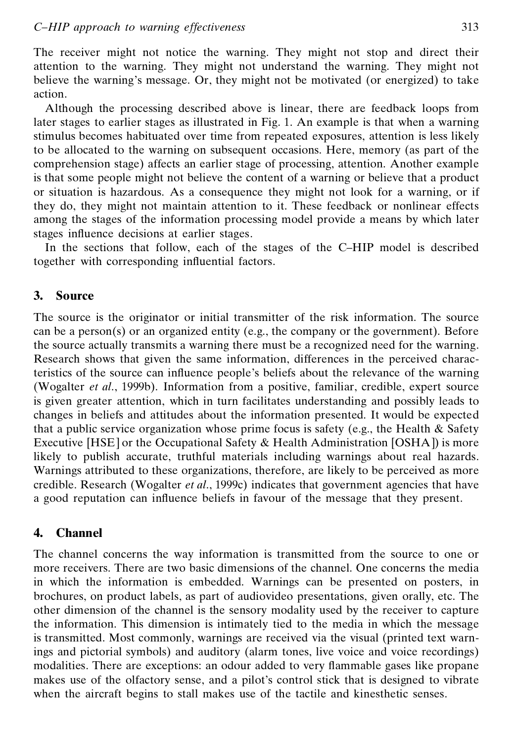The receiver might not notice the warning. They might not stop and direct their attention to the warning. They might not understand the warning. They might not believe the warning's message. Or, they might not be motivated (or energized) to take action.

Although the processing described above is linear, there are feedback loops from later stages to earlier stages as illustrated in Fig. 1. An example is that when a warning stimulus becomes habituated over time from repeated exposures, attention is less likely to be allocated to the warning on subsequent occasions. Here, memory (as part of the comprehension stage) affects an earlier stage of processing, attention. Another example is that some people might not believe the content of a warning or believe that a product or situation is hazardous. As a consequence they might not look for a warning, or if they do, they might not maintain attention to it. These feedback or nonlinear effects among the stages of the information processing model provide a means by which later stages influence decisions at earlier stages.

In the sections that follow, each of the stages of the C–HIP model is described together with corresponding influential factors.

## 3. Source

The source is the originator or initial transmitter of the risk information. The source can be a person(s) or an organized entity (e.g., the company or the government). Before the source actually transmits a warning there must be a recognized need for the warning. Research shows that given the same information, differences in the perceived characteristics of the source can influence people's beliefs about the relevance of the warning (Wogalter *et al.*, 1999b). Information from a positive, familiar, credible, expert source is given greater attention, which in turn facilitates understanding and possibly leads to changes in beliefs and attitudes about the information presented. It would be expected that a public service organization whose prime focus is safety (e.g., the Health & Safety Executive [HSE] or the Occupational Safety & Health Administration [OSHA]) is more likely to publish accurate, truthful materials including warnings about real hazards. Warnings attributed to these organizations, therefore, are likely to be perceived as more credible. Research (Wogalter *et al.*, 1999c) indicates that government agencies that have a good reputation can influence beliefs in favour of the message that they present.

## 4. Channel

The channel concerns the way information is transmitted from the source to one or more receivers. There are two basic dimensions of the channel. One concerns the media in which the information is embedded. Warnings can be presented on posters, in brochures, on product labels, as part of audiovideo presentations, given orally, etc. The other dimension of the channel is the sensory modality used by the receiver to capture the information. This dimension is intimately tied to the media in which the message is transmitted. Most commonly, warnings are received via the visual (printed text warnings and pictorial symbols) and auditory (alarm tones, live voice and voice recordings) modalities. There are exceptions: an odour added to very flammable gases like propane makes use of the olfactory sense, and a pilot's control stick that is designed to vibrate when the aircraft begins to stall makes use of the tactile and kinesthetic senses.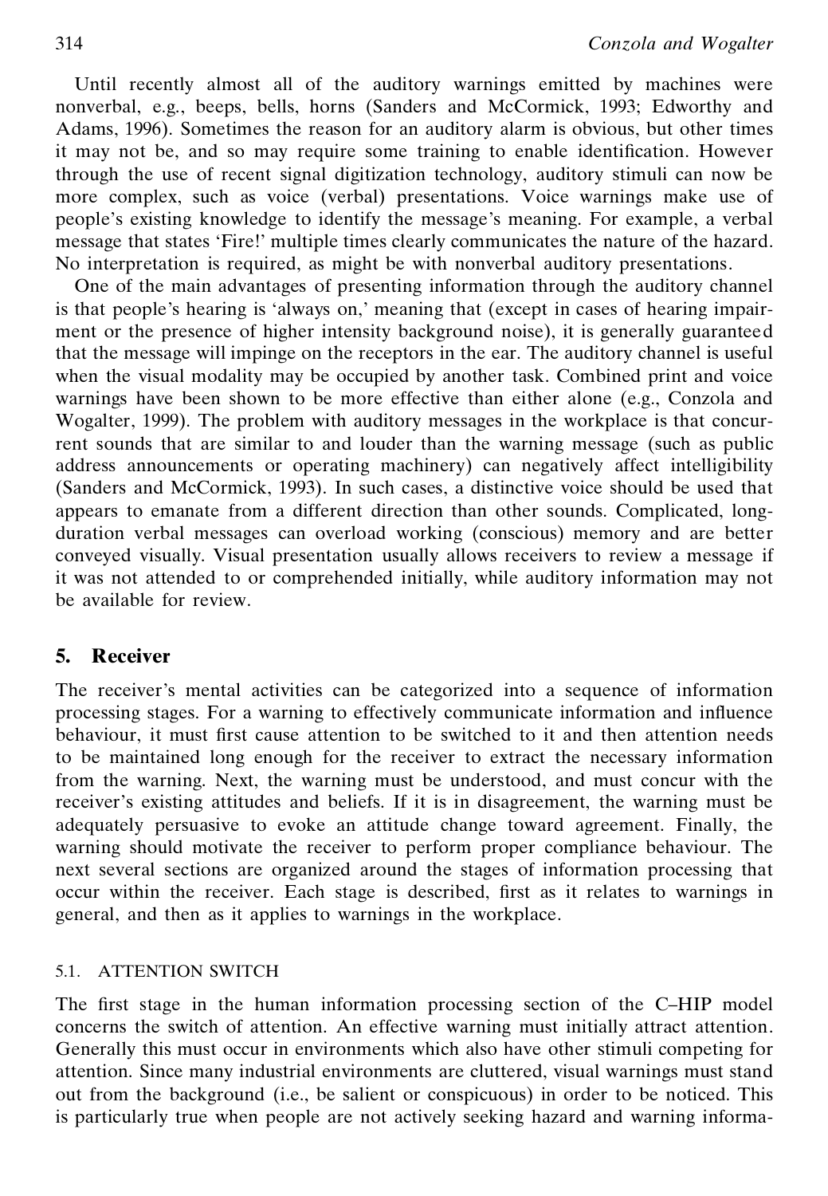Until recently almost all of the auditory warnings emitted by machines were nonverbal, e.g., beeps, bells, horns (Sanders and McCormick, 1993; Edworthy and Adams, 1996). Sometimes the reason for an auditory alarm is obvious, but other times it may not be, and so may require some training to enable identification. However through the use of recent signal digitization technology, auditory stimuli can now be more complex, such as voice (verbal) presentations. Voice warnings make use of people's existing knowledge to identify the message's meaning. For example, a verbal message that states 'Fire!' multiple times clearly communicates the nature of the hazard. No interpretation is required, as might be with nonverbal auditory presentations.

One of the main advantages of presenting information through the auditory channel is that people's hearing is 'always on,' meaning that (except in cases of hearing impairment or the presence of higher intensity background noise), it is generally guaranteed that the message will impinge on the receptors in the ear. The auditory channel is useful when the visual modality may be occupied by another task. Combined print and voice warnings have been shown to be more effective than either alone (e.g., Conzola and Wogalter, 1999). The problem with auditory messages in the workplace is that concurrent sounds that are similar to and louder than the warning message (such as public address announcements or operating machinery) can negatively affect intelligibility (Sanders and McCormick, 1993). In such cases, a distinctive voice should be used that appears to emanate from a different direction than other sounds. Complicated, long-duration verbal messages can overload working (conscious) memory and are better conveyed visually. Visual presentation usually allows receivers to review a message if it was not attended to or comprehended initially, while auditory information may not be available for review.

## 5. Receiver

The receiver's mental activities can be categorized into a sequence of information processing stages. For a warning to effectively communicate information and influence behaviour, it must first cause attention to be switched to it and then attention needs to be maintained long enough for the receiver to extract the necessary information from the warning. Next, the warning must be understood, and must concur with the receiver's existing attitudes and beliefs. If it is in disagreement, the warning must be adequately persuasive to evoke an attitude change toward agreement. Finally, the warning should motivate the receiver to perform proper compliance behaviour. The next several sections are organized around the stages of information processing that occur within the receiver. Each stage is described, first as it relates to warnings in general, and then as it applies to warnings in the workplace.

### 5.1. Attention switch

The first stage in the human information processing section of the C–HIP model concerns the switch of attention. An effective warning must initially attract attention. Generally this must occur in environments which also have other stimuli competing for attention. Since many industrial environments are cluttered, visual warnings must stand out from the background (i.e., be salient or conspicuous) in order to be noticed. This is particularly true when people are not actively seeking hazard and warning informa-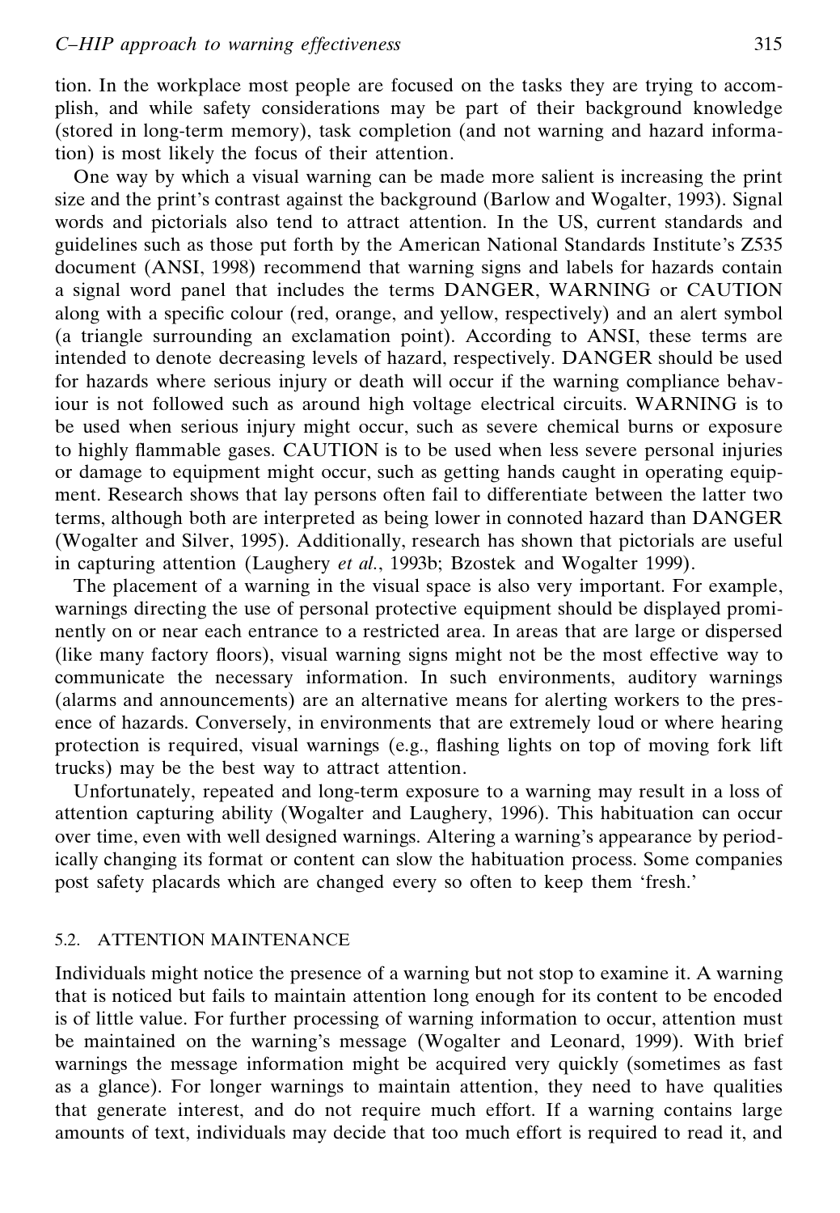tion. In the workplace most people are focused on the tasks they are trying to accomplish, and while safety considerations may be part of their background knowledge (stored in long-term memory), task completion (and not warning and hazard information) is most likely the focus of their attention.

One way by which a visual warning can be made more salient is increasing the print size and the print's contrast against the background (Barlow and Wogalter, 1993). Signal words and pictorials also tend to attract attention. In the US, current standards and guidelines such as those put forth by the American National Standards Institute's Z535 document (ANSI, 1998) recommend that warning signs and labels for hazards contain a signal word panel that includes the terms DANGER, WARNING or CAUTION along with a specific colour (red, orange, and yellow, respectively) and an alert symbol (a triangle surrounding an exclamation point). According to ANSI, these terms are intended to denote decreasing levels of hazard, respectively. DANGER should be used for hazards where serious injury or death will occur if the warning compliance behaviour is not followed such as around high voltage electrical circuits. WARNING is to be used when serious injury might occur, such as severe chemical burns or exposure to highly flammable gases. CAUTION is to be used when less severe personal injuries or damage to equipment might occur, such as getting hands caught in operating equipment. Research shows that lay persons often fail to differentiate between the latter two terms, although both are interpreted as being lower in connoted hazard than DANGER (Wogalter and Silver, 1995). Additionally, research has shown that pictorials are useful in capturing attention (Laughery *et al.*, 1993b; Bzostek and Wogalter 1999).

The placement of a warning in the visual space is also very important. For example, warnings directing the use of personal protective equipment should be displayed prominently on or near each entrance to a restricted area. In areas that are large or dispersed (like many factory floors), visual warning signs might not be the most effective way to communicate the necessary information. In such environments, auditory warnings (alarms and announcements) are an alternative means for alerting workers to the presence of hazards. Conversely, in environments that are extremely loud or where hearing protection is required, visual warnings (e.g., flashing lights on top of moving fork lift trucks) may be the best way to attract attention.

Unfortunately, repeated and long-term exposure to a warning may result in a loss of attention capturing ability (Wogalter and Laughery, 1996). This habituation can occur over time, even with well designed warnings. Altering a warning's appearance by periodically changing its format or content can slow the habituation process. Some companies post safety placards which are changed every so often to keep them 'fresh.'

### 5.2. ATTENTION MAINTENANCE

Individuals might notice the presence of a warning but not stop to examine it. A warning that is noticed but fails to maintain attention long enough for its content to be encoded is of little value. For further processing of warning information to occur, attention must be maintained on the warning's message (Wogalter and Leonard, 1999). With brief warnings the message information might be acquired very quickly (sometimes as fast as a glance). For longer warnings to maintain attention, they need to have qualities that generate interest, and do not require much effort. If a warning contains large amounts of text, individuals may decide that too much effort is required to read it, and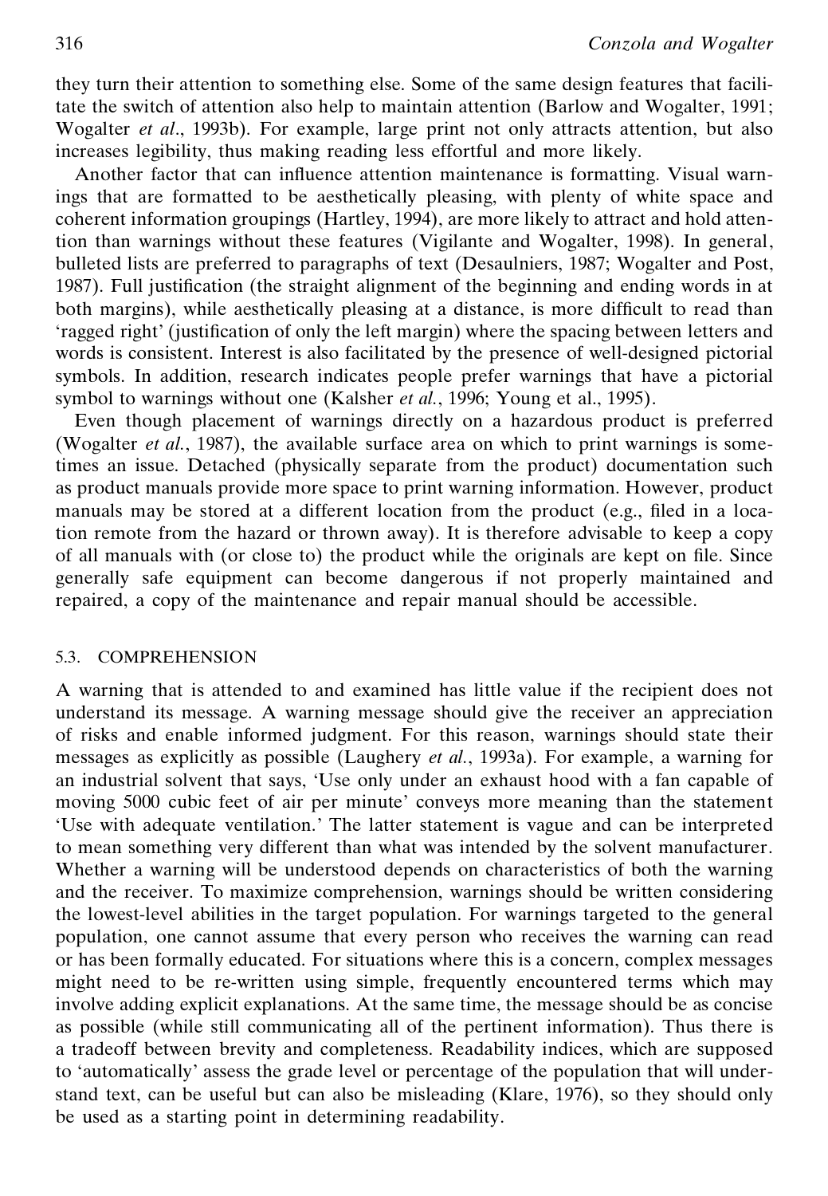they turn their attention to something else. Some of the same design features that facilitate the switch of attention also help to maintain attention (Barlow and Wogalter, 1991; Wogalter *et al*., 1993b). For example, large print not only attracts attention, but also increases legibility, thus making reading less effortful and more likely.

Another factor that can influence attention maintenance is formatting. Visual warnings that are formatted to be aesthetically pleasing, with plenty of white space and coherent information groupings (Hartley, 1994), are more likely to attract and hold attention than warnings without these features (Vigilante and Wogalter, 1998). In general, bulleted lists are preferred to paragraphs of text (Desaulniers, 1987; Wogalter and Post, 1987). Full justification (the straight alignment of the beginning and ending words in at both margins), while aesthetically pleasing at a distance, is more difficult to read than 'ragged right' (justification of only the left margin) where the spacing between letters and words is consistent. Interest is also facilitated by the presence of well-designed pictorial symbols. In addition, research indicates people prefer warnings that have a pictorial symbol to warnings without one (Kalsher *et al.*, 1996; Young et al., 1995).

Even though placement of warnings directly on a hazardous product is preferred (Wogalter *et al.*, 1987), the available surface area on which to print warnings is sometimes an issue. Detached (physically separate from the product) documentation such as product manuals provide more space to print warning information. However, product manuals may be stored at a different location from the product (e.g., filed in a location remote from the hazard or thrown away). It is therefore advisable to keep a copy of all manuals with (or close to) the product while the originals are kept on file. Since generally safe equipment can become dangerous if not properly maintained and repaired, a copy of the maintenance and repair manual should be accessible.

### 5.3. COMPREHENSION

A warning that is attended to and examined has little value if the recipient does not understand its message. A warning message should give the receiver an appreciation of risks and enable informed judgment. For this reason, warnings should state their messages as explicitly as possible (Laughery *et al.*, 1993a). For example, a warning for an industrial solvent that says, 'Use only under an exhaust hood with a fan capable of moving 5000 cubic feet of air per minute' conveys more meaning than the statement 'Use with adequate ventilation.' The latter statement is vague and can be interpreted to mean something very different than what was intended by the solvent manufacturer. Whether a warning will be understood depends on characteristics of both the warning and the receiver. To maximize comprehension, warnings should be written considering the lowest-level abilities in the target population. For warnings targeted to the general population, one cannot assume that every person who receives the warning can read or has been formally educated. For situations where this is a concern, complex messages might need to be re-written using simple, frequently encountered terms which may involve adding explicit explanations. At the same time, the message should be as concise as possible (while still communicating all of the pertinent information). Thus there is a tradeoff between brevity and completeness. Readability indices, which are supposed to 'automatically' assess the grade level or percentage of the population that will understand text, can be useful but can also be misleading (Klare, 1976), so they should only be used as a starting point in determining readability.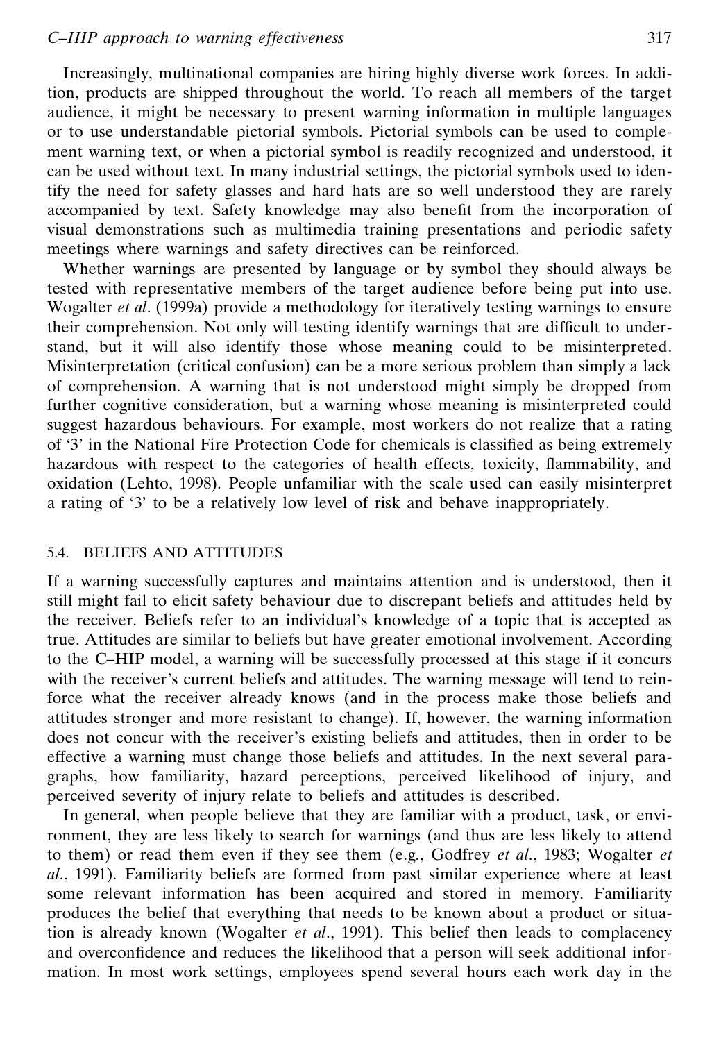Increasingly, multinational companies are hiring highly diverse work forces. In addition, products are shipped throughout the world. To reach all members of the target audience, it might be necessary to present warning information in multiple languages or to use understandable pictorial symbols. Pictorial symbols can be used to complement warning text, or when a pictorial symbol is readily recognized and understood, it can be used without text. In many industrial settings, the pictorial symbols used to identify the need for safety glasses and hard hats are so well understood they are rarely accompanied by text. Safety knowledge may also benefit from the incorporation of visual demonstrations such as multimedia training presentations and periodic safety meetings where warnings and safety directives can be reinforced.

Whether warnings are presented by language or by symbol they should always be tested with representative members of the target audience before being put into use. Wogalter *et al*. (1999a) provide a methodology for iteratively testing warnings to ensure their comprehension. Not only will testing identify warnings that are difficult to understand, but it will also identify those whose meaning could to be misinterpreted. Misinterpretation (critical confusion) can be a more serious problem than simply a lack of comprehension. A warning that is not understood might simply be dropped from further cognitive consideration, but a warning whose meaning is misinterpreted could suggest hazardous behaviours. For example, most workers do not realize that a rating of '3' in the National Fire Protection Code for chemicals is classified as being extremely hazardous with respect to the categories of health effects, toxicity, flammability, and oxidation (Lehto, 1998). People unfamiliar with the scale used can easily misinterpret a rating of '3' to be a relatively low level of risk and behave inappropriately.

### 5.4. BELIEFS AND ATTITUDES

If a warning successfully captures and maintains attention and is understood, then it still might fail to elicit safety behaviour due to discrepant beliefs and attitudes held by the receiver. Beliefs refer to an individual's knowledge of a topic that is accepted as true. Attitudes are similar to beliefs but have greater emotional involvement. According to the C–HIP model, a warning will be successfully processed at this stage if it concurs with the receiver's current beliefs and attitudes. The warning message will tend to reinforce what the receiver already knows (and in the process make those beliefs and attitudes stronger and more resistant to change). If, however, the warning information does not concur with the receiver's existing beliefs and attitudes, then in order to be effective a warning must change those beliefs and attitudes. In the next several paragraphs, how familiarity, hazard perceptions, perceived likelihood of injury, and perceived severity of injury relate to beliefs and attitudes is described.

In general, when people believe that they are familiar with a product, task, or environment, they are less likely to search for warnings (and thus are less likely to attend to them) or read them even if they see them (e.g., Godfrey *et al*., 1983; Wogalter *et al*., 1991). Familiarity beliefs are formed from past similar experience where at least some relevant information has been acquired and stored in memory. Familiarity produces the belief that everything that needs to be known about a product or situation is already known (Wogalter *et al*., 1991). This belief then leads to complacency and overconfidence and reduces the likelihood that a person will seek additional information. In most work settings, employees spend several hours each work day in the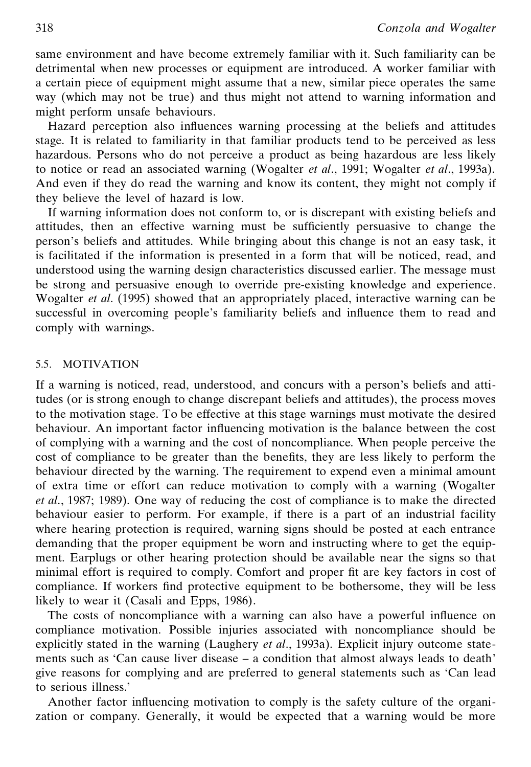same environment and have become extremely familiar with it. Such familiarity can be detrimental when new processes or equipment are introduced. A worker familiar with a certain piece of equipment might assume that a new, similar piece operates the same way (which may not be true) and thus might not attend to warning information and might perform unsafe behaviours.

Hazard perception also influences warning processing at the beliefs and attitudes stage. It is related to familiarity in that familiar products tend to be perceived as less hazardous. Persons who do not perceive a product as being hazardous are less likely to notice or read an associated warning (Wogalter *et al*., 1991; Wogalter *et al*., 1993a). And even if they do read the warning and know its content, they might not comply if they believe the level of hazard is low.

If warning information does not conform to, or is discrepant with existing beliefs and attitudes, then an effective warning must be sufficiently persuasive to change the person's beliefs and attitudes. While bringing about this change is not an easy task, it is facilitated if the information is presented in a form that will be noticed, read, and understood using the warning design characteristics discussed earlier. The message must be strong and persuasive enough to override pre-existing knowledge and experience. Wogalter *et al*. (1995) showed that an appropriately placed, interactive warning can be successful in overcoming people's familiarity beliefs and influence them to read and comply with warnings.

### 5.5. MOTIVATION

If a warning is noticed, read, understood, and concurs with a person's beliefs and attitudes (or is strong enough to change discrepant beliefs and attitudes), the process moves to the motivation stage. To be effective at this stage warnings must motivate the desired behaviour. An important factor influencing motivation is the balance between the cost of complying with a warning and the cost of noncompliance. When people perceive the cost of compliance to be greater than the benefits, they are less likely to perform the behaviour directed by the warning. The requirement to expend even a minimal amount of extra time or effort can reduce motivation to comply with a warning (Wogalter *et al*., 1987; 1989). One way of reducing the cost of compliance is to make the directed behaviour easier to perform. For example, if there is a part of an industrial facility where hearing protection is required, warning signs should be posted at each entrance demanding that the proper equipment be worn and instructing where to get the equipment. Earplugs or other hearing protection should be available near the signs so that minimal effort is required to comply. Comfort and proper fit are key factors in cost of compliance. If workers find protective equipment to be bothersome, they will be less likely to wear it (Casali and Epps, 1986).

The costs of noncompliance with a warning can also have a powerful influence on compliance motivation. Possible injuries associated with noncompliance should be explicitly stated in the warning (Laughery *et al*., 1993a). Explicit injury outcome statements such as 'Can cause liver disease – a condition that almost always leads to death' give reasons for complying and are preferred to general statements such as 'Can lead to serious illness.'

Another factor influencing motivation to comply is the safety culture of the organization or company. Generally, it would be expected that a warning would be more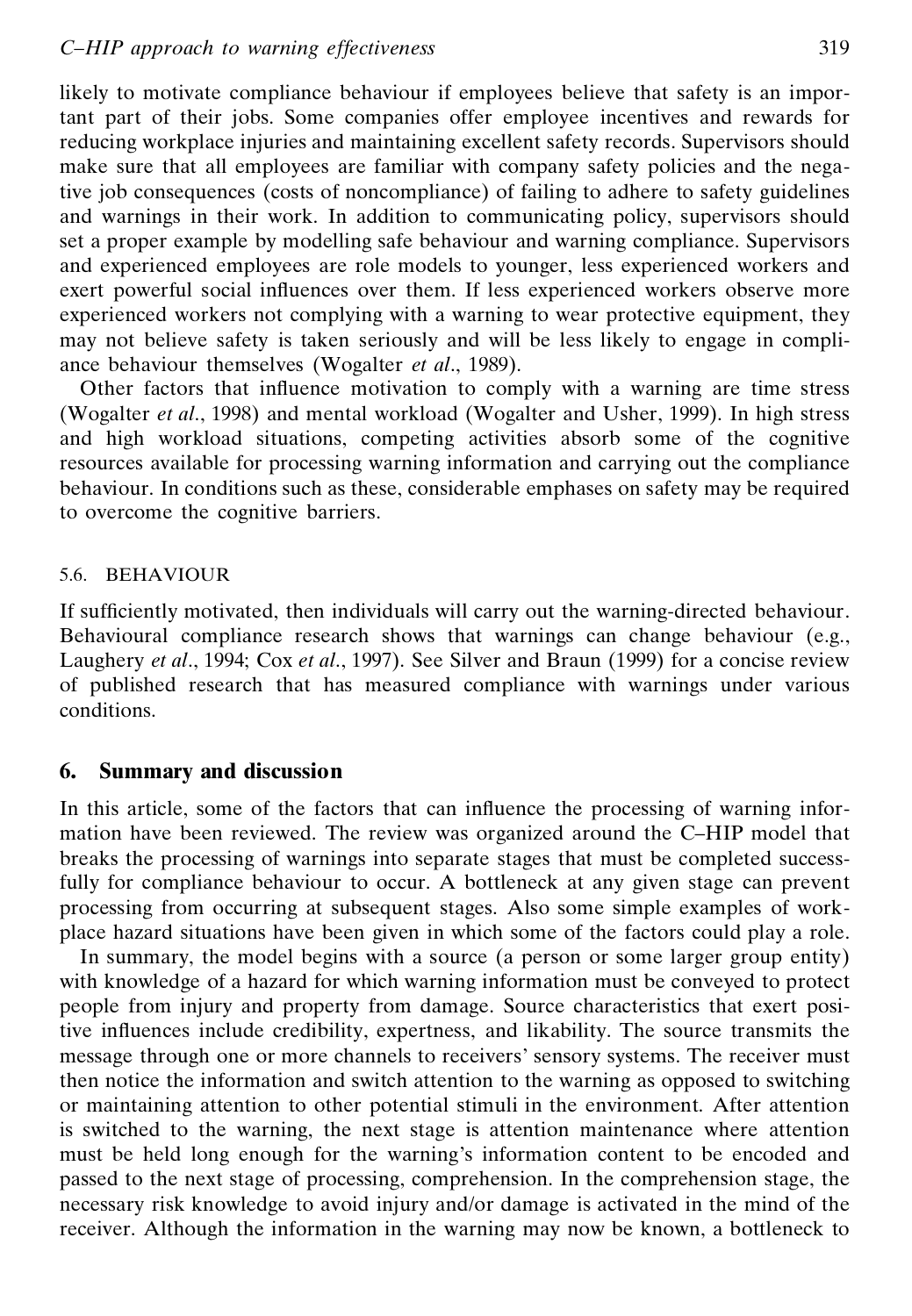likely to motivate compliance behaviour if employees believe that safety is an important part of their jobs. Some companies offer employee incentives and rewards for reducing workplace injuries and maintaining excellent safety records. Supervisors should make sure that all employees are familiar with company safety policies and the negative job consequences (costs of noncompliance) of failing to adhere to safety guidelines and warnings in their work. In addition to communicating policy, supervisors should set a proper example by modelling safe behaviour and warning compliance. Supervisors and experienced employees are role models to younger, less experienced workers and exert powerful social influences over them. If less experienced workers observe more experienced workers not complying with a warning to wear protective equipment, they may not believe safety is taken seriously and will be less likely to engage in compliance behaviour themselves (Wogalter *et al*., 1989).

Other factors that influence motivation to comply with a warning are time stress (Wogalter *et al*., 1998) and mental workload (Wogalter and Usher, 1999). In high stress and high workload situations, competing activities absorb some of the cognitive resources available for processing warning information and carrying out the compliance behaviour. In conditions such as these, considerable emphases on safety may be required to overcome the cognitive barriers.

### 5.6. BEHAVIOUR

If sufficiently motivated, then individuals will carry out the warning-directed behaviour. Behavioural compliance research shows that warnings can change behaviour (e.g., Laughery *et al*., 1994; Cox *et al*., 1997). See Silver and Braun (1999) for a concise review of published research that has measured compliance with warnings under various conditions.

## 6. Summary and discussion

In this article, some of the factors that can influence the processing of warning information have been reviewed. The review was organized around the C–HIP model that breaks the processing of warnings into separate stages that must be completed successfully for compliance behaviour to occur. A bottleneck at any given stage can prevent processing from occurring at subsequent stages. Also some simple examples of workplace hazard situations have been given in which some of the factors could play a role.

In summary, the model begins with a source (a person or some larger group entity) with knowledge of a hazard for which warning information must be conveyed to protect people from injury and property from damage. Source characteristics that exert positive influences include credibility, expertness, and likability. The source transmits the message through one or more channels to receivers' sensory systems. The receiver must then notice the information and switch attention to the warning as opposed to switching or maintaining attention to other potential stimuli in the environment. After attention is switched to the warning, the next stage is attention maintenance where attention must be held long enough for the warning's information content to be encoded and passed to the next stage of processing, comprehension. In the comprehension stage, the necessary risk knowledge to avoid injury and/or damage is activated in the mind of the receiver. Although the information in the warning may now be known, a bottleneck to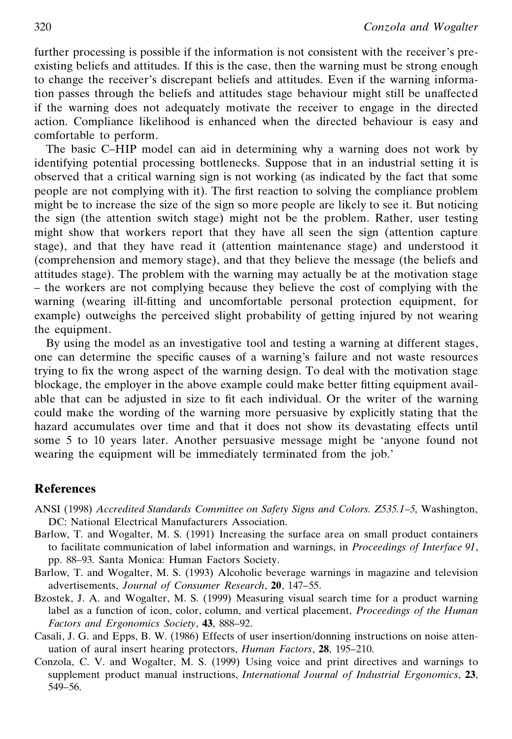further processing is possible if the information is not consistent with the receiver's pre-existing beliefs and attitudes. If this is the case, then the warning must be strong enough to change the receiver's discrepant beliefs and attitudes. Even if the warning information passes through the beliefs and attitudes stage behaviour might still be unaffected if the warning does not adequately motivate the receiver to engage in the directed action. Compliance likelihood is enhanced when the directed behaviour is easy and comfortable to perform.

The basic C–HIP model can aid in determining why a warning does not work by identifying potential processing bottlenecks. Suppose that in an industrial setting it is observed that a critical warning sign is not working (as indicated by the fact that some people are not complying with it). The first reaction to solving the compliance problem might be to increase the size of the sign so more people are likely to see it. But noticing the sign (the attention switch stage) might not be the problem. Rather, user testing might show that workers report that they have all seen the sign (attention capture stage), and that they have read it (attention maintenance stage) and understood it (comprehension and memory stage), and that they believe the message (the beliefs and attitudes stage). The problem with the warning may actually be at the motivation stage – the workers are not complying because they believe the cost of complying with the warning (wearing ill-fitting and uncomfortable personal protection equipment, for example) outweighs the perceived slight probability of getting injured by not wearing the equipment.

By using the model as an investigative tool and testing a warning at different stages, one can determine the specific causes of a warning's failure and not waste resources trying to fix the wrong aspect of the warning design. To deal with the motivation stage blockage, the employer in the above example could make better fitting equipment available that can be adjusted in size to fit each individual. Or the writer of the warning could make the wording of the warning more persuasive by explicitly stating that the hazard accumulates over time and that it does not show its devastating effects until some 5 to 10 years later. Another persuasive message might be 'anyone found not wearing the equipment will be immediately terminated from the job.'

## References

ANSI (1998) *Accredited Standards Committee on Safety Signs and Colors. Z535.1–5,* Washington, DC: National Electrical Manufacturers Association.

Barlow, T. and Wogalter, M. S. (1991) Increasing the surface area on small product containers to facilitate communication of label information and warnings, in *Proceedings of Interface 91*, pp. 88–93. Santa Monica: Human Factors Society.

Barlow, T. and Wogalter, M. S. (1993) Alcoholic beverage warnings in magazine and television advertisements, *Journal of Consumer Research*, **20**, 147–55.

Bzostek, J. A. and Wogalter, M. S. (1999) Measuring visual search time for a product warning label as a function of icon, color, column, and vertical placement, *Proceedings of the Human Factors and Ergonomics Society*, **43**, 888–92.

Casali, J. G. and Epps, B. W. (1986) Effects of user insertion/donning instructions on noise attenuation of aural insert hearing protectors, *Human Factors*, **28**, 195–210.

Conzola, C. V. and Wogalter, M. S. (1999) Using voice and print directives and warnings to supplement product manual instructions, *International Journal of Industrial Ergonomics*, **23**, 549–56.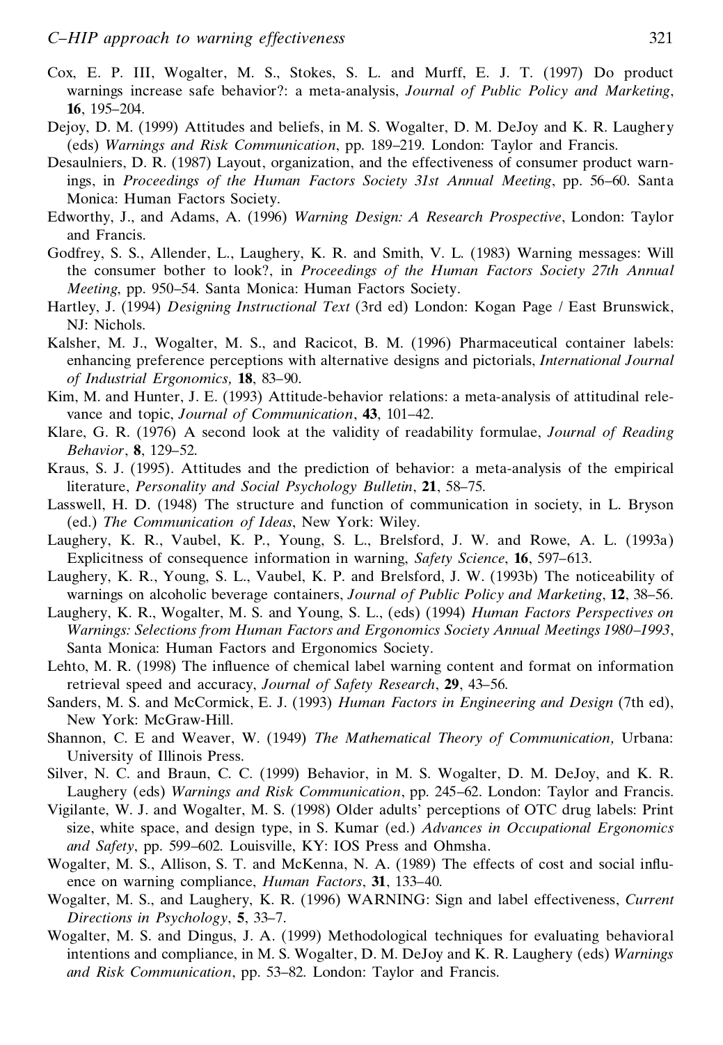Cox, E. P. III, Wogalter, M. S., Stokes, S. L. and Murff, E. J. T. (1997) Do product warnings increase safe behavior?: a meta-analysis, *Journal of Public Policy and Marketing*, **16**, 195–204.

Dejoy, D. M. (1999) Attitudes and beliefs, in M. S. Wogalter, D. M. DeJoy and K. R. Laughery (eds) *Warnings and Risk Communication*, pp. 189–219. London: Taylor and Francis.

Desaulniers, D. R. (1987) Layout, organization, and the effectiveness of consumer product warnings, in *Proceedings of the Human Factors Society 31st Annual Meeting*, pp. 56–60. Santa Monica: Human Factors Society.

Edworthy, J., and Adams, A. (1996) *Warning Design: A Research Prospective*, London: Taylor and Francis.

Godfrey, S. S., Allender, L., Laughery, K. R. and Smith, V. L. (1983) Warning messages: Will the consumer bother to look?, in *Proceedings of the Human Factors Society 27th Annual Meeting*, pp. 950–54. Santa Monica: Human Factors Society.

Hartley, J. (1994) *Designing Instructional Text* (3rd ed) London: Kogan Page / East Brunswick, NJ: Nichols.

Kalsher, M. J., Wogalter, M. S., and Racicot, B. M. (1996) Pharmaceutical container labels: enhancing preference perceptions with alternative designs and pictorials, *International Journal of Industrial Ergonomics,* **18**, 83–90.

Kim, M. and Hunter, J. E. (1993) Attitude-behavior relations: a meta-analysis of attitudinal relevance and topic, *Journal of Communication*, **43**, 101–42.

Klare, G. R. (1976) A second look at the validity of readability formulae, *Journal of Reading Behavior*, **8**, 129–52.

Kraus, S. J. (1995). Attitudes and the prediction of behavior: a meta-analysis of the empirical literature, *Personality and Social Psychology Bulletin*, **21**, 58–75.

Lasswell, H. D. (1948) The structure and function of communication in society, in L. Bryson (ed.) *The Communication of Ideas*, New York: Wiley.

Laughery, K. R., Vaubel, K. P., Young, S. L., Brelsford, J. W. and Rowe, A. L. (1993a) Explicitness of consequence information in warning, *Safety Science*, **16**, 597–613.

Laughery, K. R., Young, S. L., Vaubel, K. P. and Brelsford, J. W. (1993b) The noticeability of warnings on alcoholic beverage containers, *Journal of Public Policy and Marketing*, **12**, 38–56.

Laughery, K. R., Wogalter, M. S. and Young, S. L., (eds) (1994) *Human Factors Perspectives on Warnings: Selections from Human Factors and Ergonomics Society Annual Meetings 1980–1993*, Santa Monica: Human Factors and Ergonomics Society.

Lehto, M. R. (1998) The influence of chemical label warning content and format on information retrieval speed and accuracy, *Journal of Safety Research*, **29**, 43–56.

Sanders, M. S. and McCormick, E. J. (1993) *Human Factors in Engineering and Design* (7th ed), New York: McGraw-Hill.

Shannon, C. E and Weaver, W. (1949) *The Mathematical Theory of Communication,* Urbana: University of Illinois Press.

Silver, N. C. and Braun, C. C. (1999) Behavior, in M. S. Wogalter, D. M. DeJoy, and K. R. Laughery (eds) *Warnings and Risk Communication*, pp. 245–62. London: Taylor and Francis.

Vigilante, W. J. and Wogalter, M. S. (1998) Older adults' perceptions of OTC drug labels: Print size, white space, and design type, in S. Kumar (ed.) *Advances in Occupational Ergonomics and Safety*, pp. 599–602. Louisville, KY: IOS Press and Ohmsha.

Wogalter, M. S., Allison, S. T. and McKenna, N. A. (1989) The effects of cost and social influence on warning compliance, *Human Factors*, **31**, 133–40.

Wogalter, M. S., and Laughery, K. R. (1996) WARNING: Sign and label effectiveness, *Current Directions in Psychology*, **5**, 33–7.

Wogalter, M. S. and Dingus, J. A. (1999) Methodological techniques for evaluating behavioral intentions and compliance, in M. S. Wogalter, D. M. DeJoy and K. R. Laughery (eds) *Warnings and Risk Communication*, pp. 53–82. London: Taylor and Francis.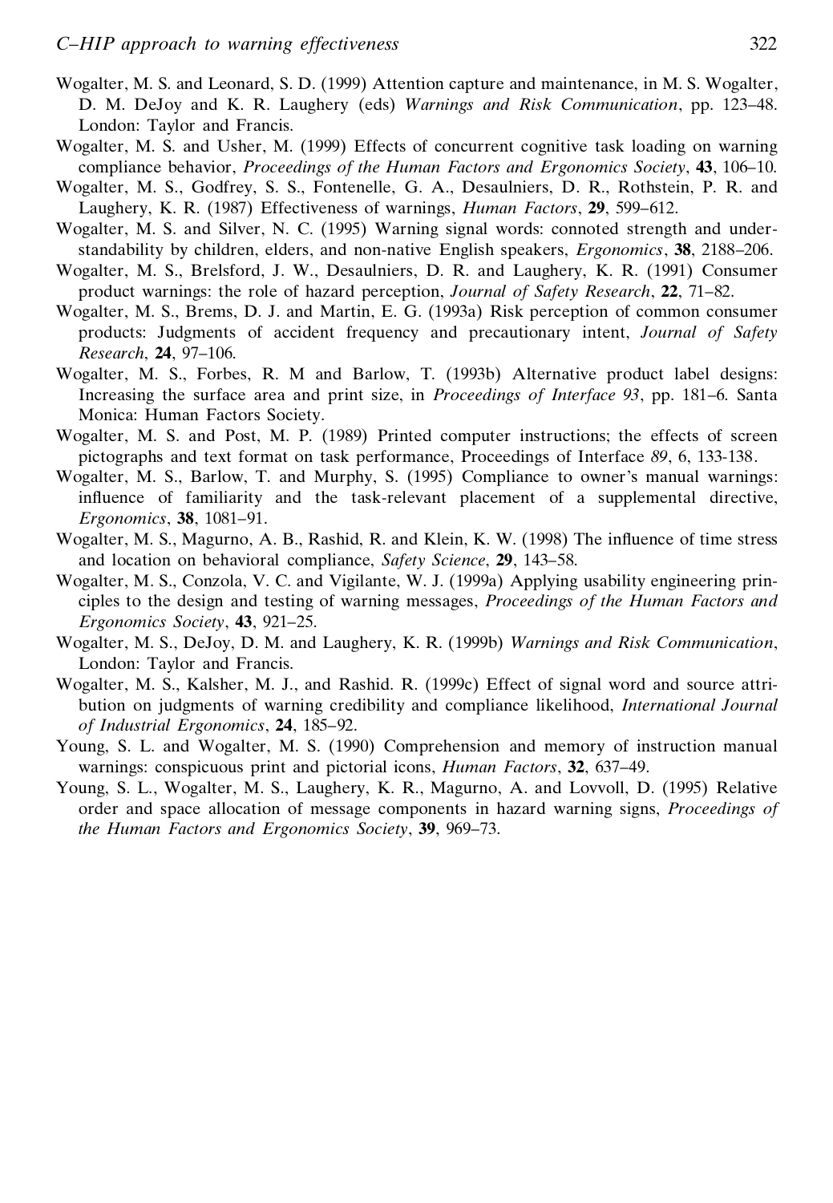Wogalter, M. S. and Leonard, S. D. (1999) Attention capture and maintenance, in M. S. Wogalter, D. M. DeJoy and K. R. Laughery (eds) *Warnings and Risk Communication*, pp. 123–48. London: Taylor and Francis.

Wogalter, M. S. and Usher, M. (1999) Effects of concurrent cognitive task loading on warning compliance behavior, *Proceedings of the Human Factors and Ergonomics Society*, **43**, 106–10.

Wogalter, M. S., Godfrey, S. S., Fontenelle, G. A., Desaulniers, D. R., Rothstein, P. R. and Laughery, K. R. (1987) Effectiveness of warnings, *Human Factors*, **29**, 599–612.

Wogalter, M. S. and Silver, N. C. (1995) Warning signal words: connoted strength and understandability by children, elders, and non-native English speakers, *Ergonomics*, **38**, 2188–206.

Wogalter, M. S., Brelsford, J. W., Desaulniers, D. R. and Laughery, K. R. (1991) Consumer product warnings: the role of hazard perception, *Journal of Safety Research*, **22**, 71–82.

Wogalter, M. S., Brems, D. J. and Martin, E. G. (1993a) Risk perception of common consumer products: Judgments of accident frequency and precautionary intent, *Journal of Safety Research*, **24**, 97–106.

Wogalter, M. S., Forbes, R. M and Barlow, T. (1993b) Alternative product label designs: Increasing the surface area and print size, in *Proceedings of Interface 93*, pp. 181–6. Santa Monica: Human Factors Society.

Wogalter, M. S. and Post, M. P. (1989) Printed computer instructions; the effects of screen pictographs and text format on task performance, Proceedings of Interface *89*, 6, 133-138.

Wogalter, M. S., Barlow, T. and Murphy, S. (1995) Compliance to owner's manual warnings: influence of familiarity and the task-relevant placement of a supplemental directive, *Ergonomics*, **38**, 1081–91.

Wogalter, M. S., Magurno, A. B., Rashid, R. and Klein, K. W. (1998) The influence of time stress and location on behavioral compliance, *Safety Science*, **29**, 143–58.

Wogalter, M. S., Conzola, V. C. and Vigilante, W. J. (1999a) Applying usability engineering principles to the design and testing of warning messages, *Proceedings of the Human Factors and Ergonomics Society*, **43**, 921–25.

Wogalter, M. S., DeJoy, D. M. and Laughery, K. R. (1999b) *Warnings and Risk Communication*, London: Taylor and Francis.

Wogalter, M. S., Kalsher, M. J., and Rashid. R. (1999c) Effect of signal word and source attribution on judgments of warning credibility and compliance likelihood, *International Journal of Industrial Ergonomics*, **24**, 185–92.

Young, S. L. and Wogalter, M. S. (1990) Comprehension and memory of instruction manual warnings: conspicuous print and pictorial icons, *Human Factors*, **32**, 637–49.

Young, S. L., Wogalter, M. S., Laughery, K. R., Magurno, A. and Lovvoll, D. (1995) Relative order and space allocation of message components in hazard warning signs, *Proceedings of the Human Factors and Ergonomics Society*, **39**, 969–73.